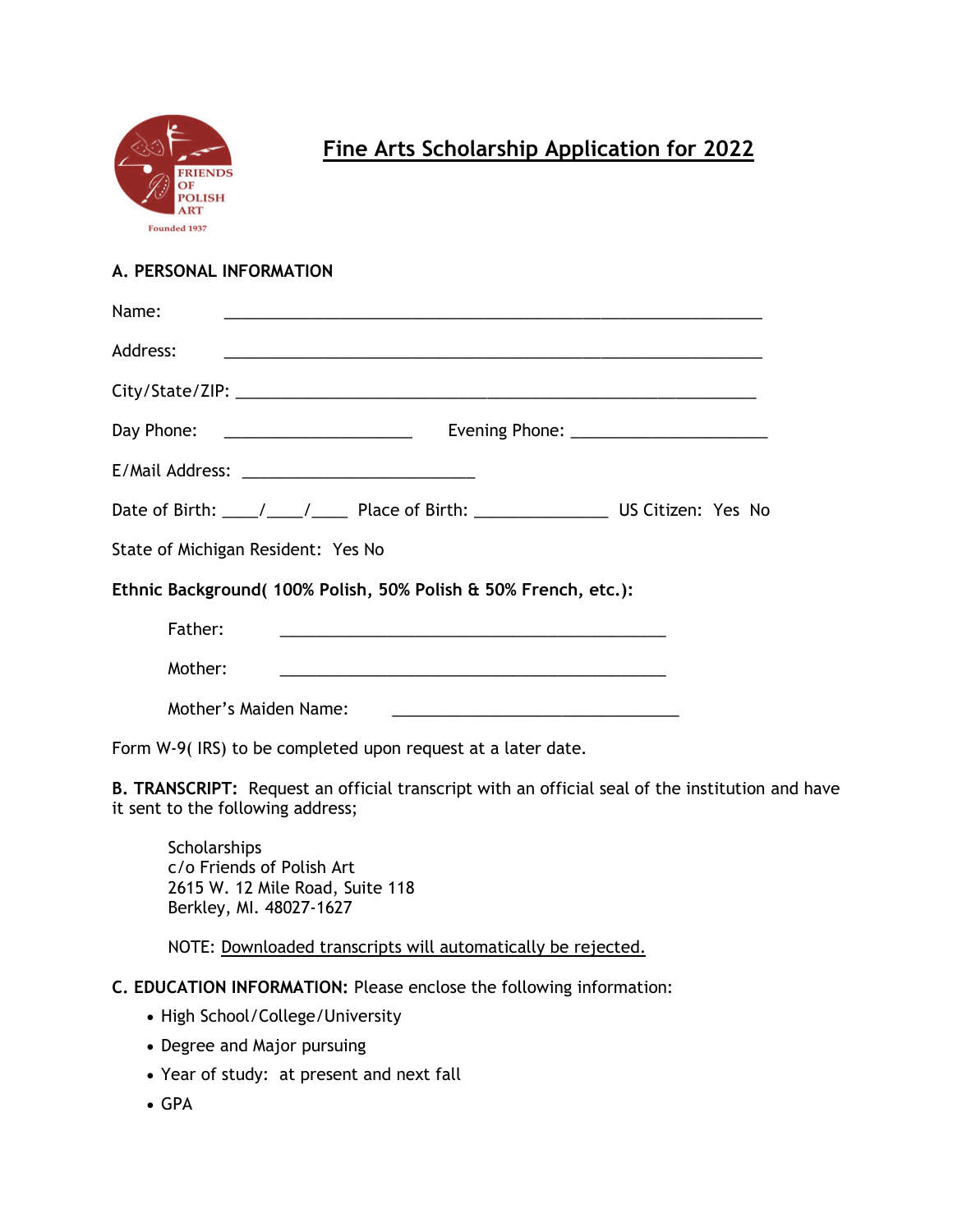FRIENDS OF POLISH ART

Founded 1937

# Fine Arts Scholarship Application for 2022

## A. PERSONAL INFORMATION

Name: ______________________________________________________________

Address: ______________________________________________________________

City/State/ZIP: ____________________________________________________________

Day Phone: _____________________ Evening Phone: ______________________

E/Mail Address: __________________________

Date of Birth: ____/____/____ Place of Birth: _______________ US Citizen: Yes No

State of Michigan Resident: Yes No

**Ethnic Background( 100% Polish, 50% Polish & 50% French, etc.):**

Father: ____________________________________________

Mother: ____________________________________________

Mother's Maiden Name: _________________________________

Form W-9( IRS) to be completed upon request at a later date.

**B. TRANSCRIPT:** Request an official transcript with an official seal of the institution and have it sent to the following address;

Scholarships
c/o Friends of Polish Art
2615 W. 12 Mile Road, Suite 118
Berkley, MI. 48027-1627

NOTE: <u>Downloaded transcripts will automatically be rejected.</u>

**C. EDUCATION INFORMATION:** Please enclose the following information:

- High School/College/University
- Degree and Major pursuing
- Year of study: at present and next fall
- GPA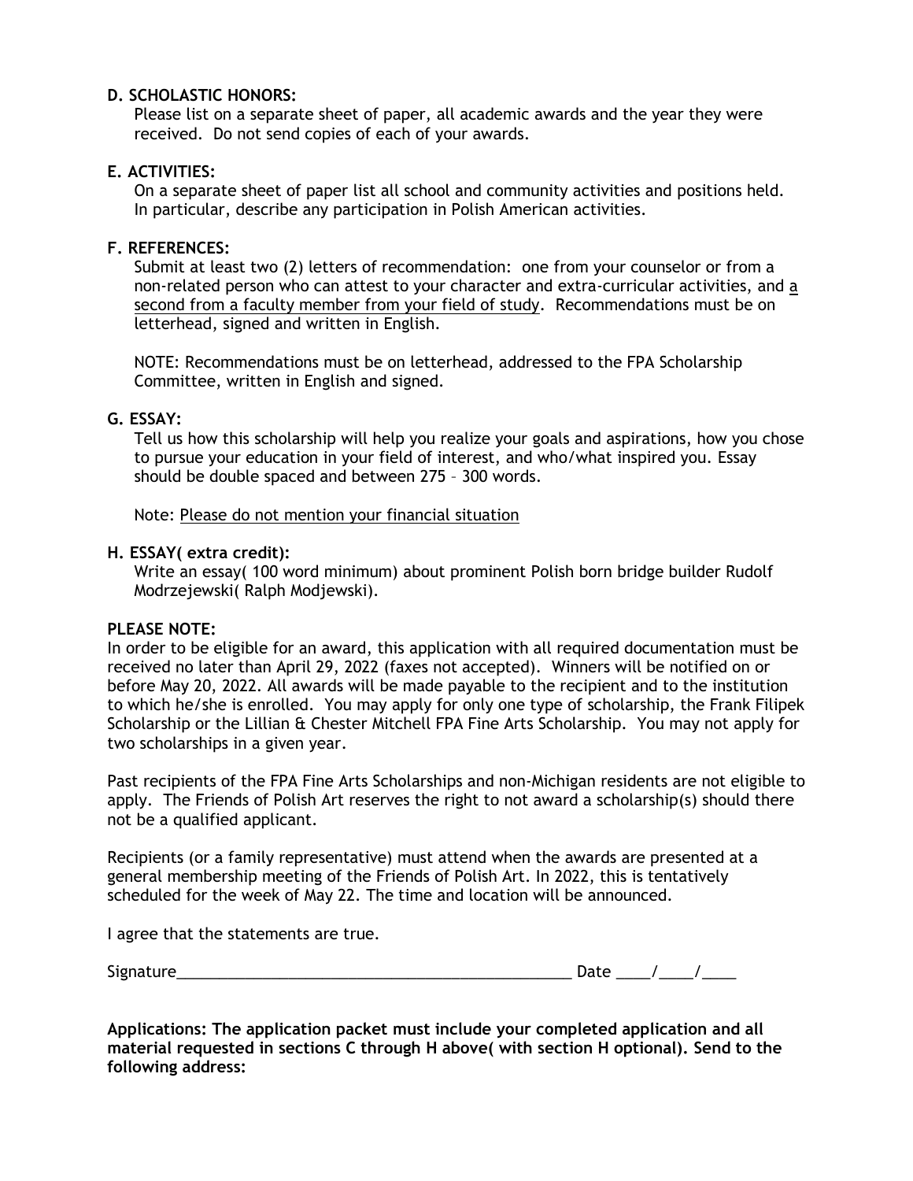**D. SCHOLASTIC HONORS:**

Please list on a separate sheet of paper, all academic awards and the year they were received. Do not send copies of each of your awards.

**E. ACTIVITIES:**

On a separate sheet of paper list all school and community activities and positions held. In particular, describe any participation in Polish American activities.

**F. REFERENCES:**

Submit at least two (2) letters of recommendation: one from your counselor or from a non-related person who can attest to your character and extra-curricular activities, and <u>a second from a faculty member from your field of study</u>. Recommendations must be on letterhead, signed and written in English.

NOTE: Recommendations must be on letterhead, addressed to the FPA Scholarship Committee, written in English and signed.

**G. ESSAY:**

Tell us how this scholarship will help you realize your goals and aspirations, how you chose to pursue your education in your field of interest, and who/what inspired you. Essay should be double spaced and between 275 – 300 words.

Note: <u>Please do not mention your financial situation</u>

**H. ESSAY( extra credit):**

Write an essay( 100 word minimum) about prominent Polish born bridge builder Rudolf Modrzejewski( Ralph Modjewski).

**PLEASE NOTE:**

In order to be eligible for an award, this application with all required documentation must be received no later than April 29, 2022 (faxes not accepted). Winners will be notified on or before May 20, 2022. All awards will be made payable to the recipient and to the institution to which he/she is enrolled. You may apply for only one type of scholarship, the Frank Filipek Scholarship or the Lillian & Chester Mitchell FPA Fine Arts Scholarship. You may not apply for two scholarships in a given year.

Past recipients of the FPA Fine Arts Scholarships and non-Michigan residents are not eligible to apply. The Friends of Polish Art reserves the right to not award a scholarship(s) should there not be a qualified applicant.

Recipients (or a family representative) must attend when the awards are presented at a general membership meeting of the Friends of Polish Art. In 2022, this is tentatively scheduled for the week of May 22. The time and location will be announced.

I agree that the statements are true.

Signature_______________________________________________ Date ____/____/____

**Applications: The application packet must include your completed application and all material requested in sections C through H above( with section H optional). Send to the following address:**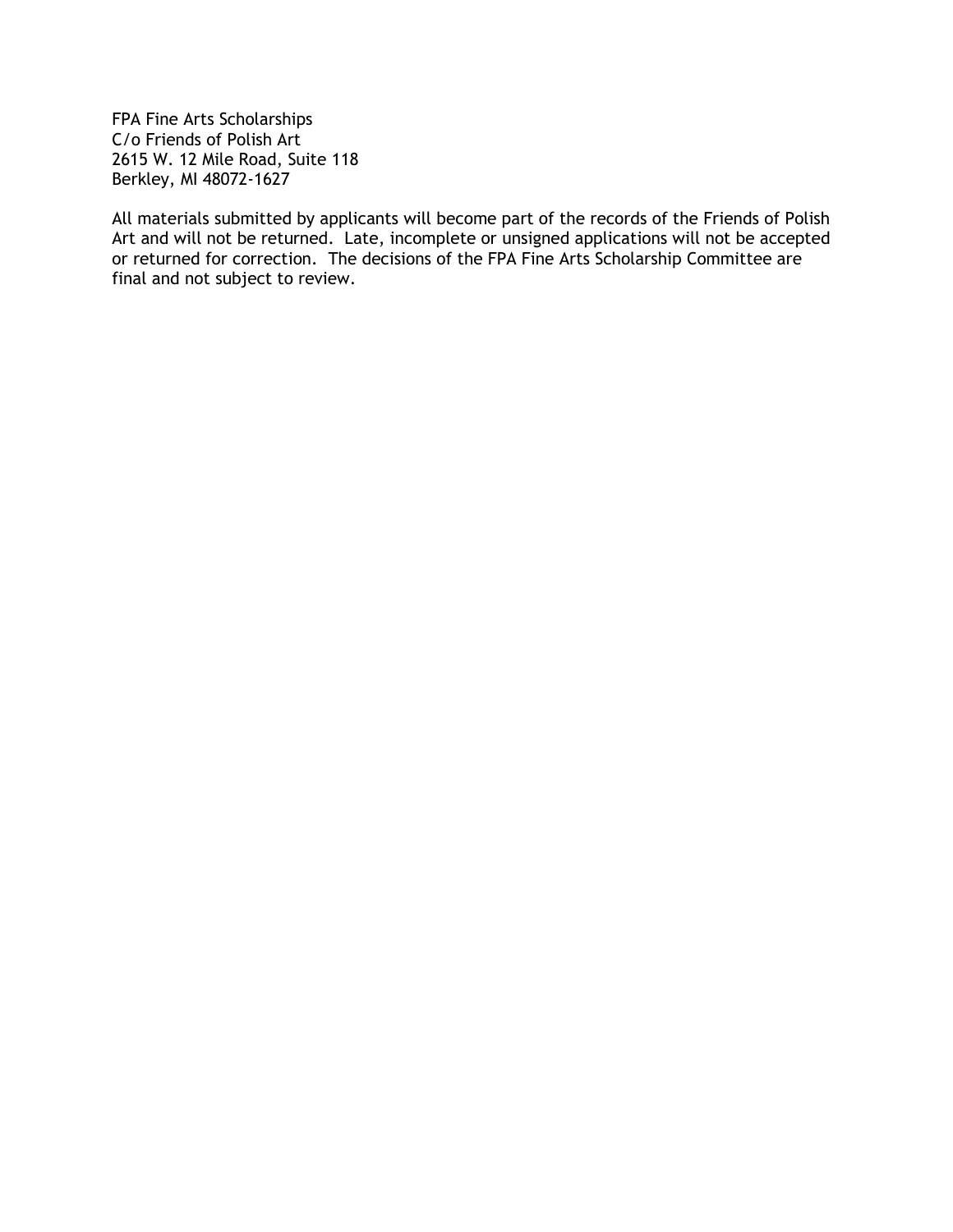FPA Fine Arts Scholarships  
C/o Friends of Polish Art  
2615 W. 12 Mile Road, Suite 118  
Berkley, MI 48072-1627

All materials submitted by applicants will become part of the records of the Friends of Polish Art and will not be returned. Late, incomplete or unsigned applications will not be accepted or returned for correction. The decisions of the FPA Fine Arts Scholarship Committee are final and not subject to review.